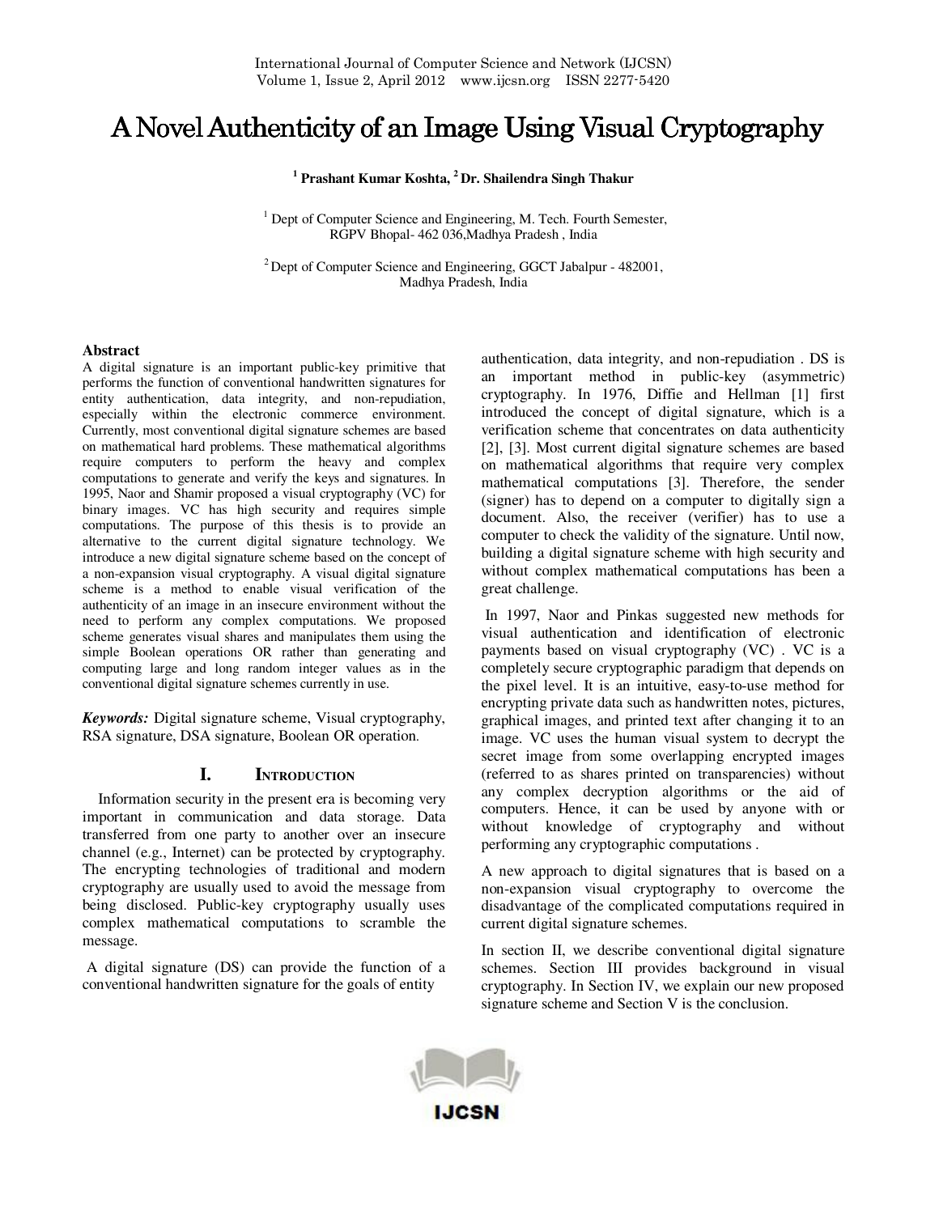# A Novel Authenticity of an Image Using Visual Cryptography

**[1] Prashant Kumar Koshta, [2] Dr. Shailendra Singh Thakur**

[1] Dept of Computer Science and Engineering, M. Tech. Fourth Semester, RGPV Bhopal- 462 036,Madhya Pradesh , India

[2] Dept of Computer Science and Engineering, GGCT Jabalpur - 482001, Madhya Pradesh, India

## Abstract

A digital signature is an important public-key primitive that performs the function of conventional handwritten signatures for entity authentication, data integrity, and non-repudiation, especially within the electronic commerce environment. Currently, most conventional digital signature schemes are based on mathematical hard problems. These mathematical algorithms require computers to perform the heavy and complex computations to generate and verify the keys and signatures. In 1995, Naor and Shamir proposed a visual cryptography (VC) for binary images. VC has high security and requires simple computations. The purpose of this thesis is to provide an alternative to the current digital signature technology. We introduce a new digital signature scheme based on the concept of a non-expansion visual cryptography. A visual digital signature scheme is a method to enable visual verification of the authenticity of an image in an insecure environment without the need to perform any complex computations. We proposed scheme generates visual shares and manipulates them using the simple Boolean operations OR rather than generating and computing large and long random integer values as in the conventional digital signature schemes currently in use.

***Keywords:*** Digital signature scheme, Visual cryptography, RSA signature, DSA signature, Boolean OR operation.

## I. Introduction

Information security in the present era is becoming very important in communication and data storage. Data transferred from one party to another over an insecure channel (e.g., Internet) can be protected by cryptography. The encrypting technologies of traditional and modern cryptography are usually used to avoid the message from being disclosed. Public-key cryptography usually uses complex mathematical computations to scramble the message.

A digital signature (DS) can provide the function of a conventional handwritten signature for the goals of entity authentication, data integrity, and non-repudiation . DS is an important method in public-key (asymmetric) cryptography. In 1976, Diffie and Hellman [1] first introduced the concept of digital signature, which is a verification scheme that concentrates on data authenticity [2], [3]. Most current digital signature schemes are based on mathematical algorithms that require very complex mathematical computations [3]. Therefore, the sender (signer) has to depend on a computer to digitally sign a document. Also, the receiver (verifier) has to use a computer to check the validity of the signature. Until now, building a digital signature scheme with high security and without complex mathematical computations has been a great challenge.

In 1997, Naor and Pinkas suggested new methods for visual authentication and identification of electronic payments based on visual cryptography (VC) . VC is a completely secure cryptographic paradigm that depends on the pixel level. It is an intuitive, easy-to-use method for encrypting private data such as handwritten notes, pictures, graphical images, and printed text after changing it to an image. VC uses the human visual system to decrypt the secret image from some overlapping encrypted images (referred to as shares printed on transparencies) without any complex decryption algorithms or the aid of computers. Hence, it can be used by anyone with or without knowledge of cryptography and without performing any cryptographic computations .

A new approach to digital signatures that is based on a non-expansion visual cryptography to overcome the disadvantage of the complicated computations required in current digital signature schemes.

In section II, we describe conventional digital signature schemes. Section III provides background in visual cryptography. In Section IV, we explain our new proposed signature scheme and Section V is the conclusion.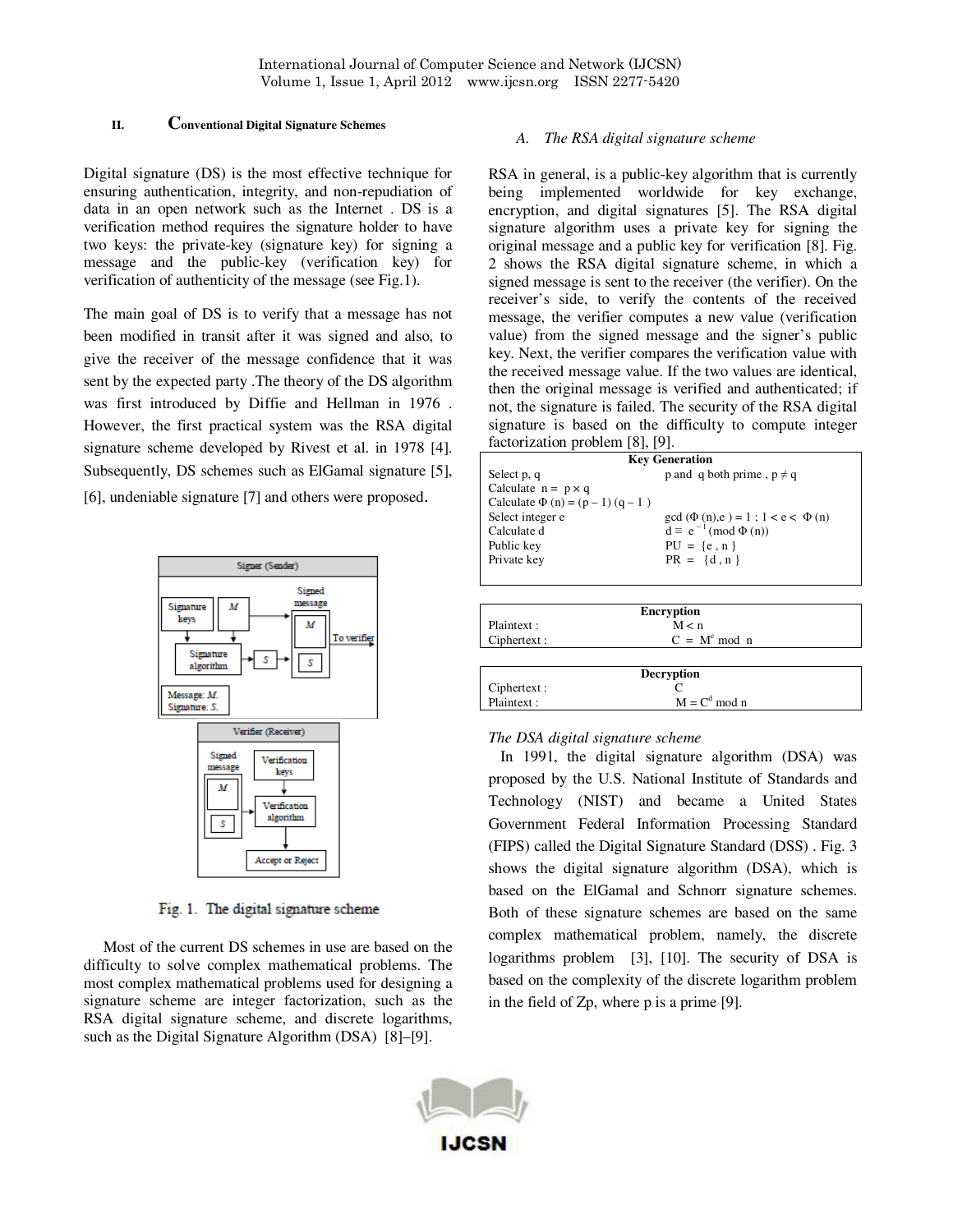## II. Conventional Digital Signature Schemes

Digital signature (DS) is the most effective technique for ensuring authentication, integrity, and non-repudiation of data in an open network such as the Internet . DS is a verification method requires the signature holder to have two keys: the private-key (signature key) for signing a message and the public-key (verification key) for verification of authenticity of the message (see Fig.1).

The main goal of DS is to verify that a message has not been modified in transit after it was signed and also, to give the receiver of the message confidence that it was sent by the expected party .The theory of the DS algorithm was first introduced by Diffie and Hellman in 1976 . However, the first practical system was the RSA digital signature scheme developed by Rivest et al. in 1978 [4]. Subsequently, DS schemes such as ElGamal signature [5], [6], undeniable signature [7] and others were proposed.

Fig. 1. The digital signature scheme

Most of the current DS schemes in use are based on the difficulty to solve complex mathematical problems. The most complex mathematical problems used for designing a signature scheme are integer factorization, such as the RSA digital signature scheme, and discrete logarithms, such as the Digital Signature Algorithm (DSA) [8]–[9].

### A. The RSA digital signature scheme

RSA in general, is a public-key algorithm that is currently being implemented worldwide for key exchange, encryption, and digital signatures [5]. The RSA digital signature algorithm uses a private key for signing the original message and a public key for verification [8]. Fig. 2 shows the RSA digital signature scheme, in which a signed message is sent to the receiver (the verifier). On the receiver's side, to verify the contents of the received message, the verifier computes a new value (verification value) from the signed message and the signer's public key. Next, the verifier compares the verification value with the received message value. If the two values are identical, then the original message is verified and authenticated; if not, the signature is failed. The security of the RSA digital signature is based on the difficulty to compute integer factorization problem [8], [9].

| Key Generation | |
|---|---|
| Select p, q | p and q both prime , $p \neq q$ |
| Calculate $n = p \times q$ | |
| Calculate $\Phi(n) = (p-1)(q-1)$ | |
| Select integer e | $\gcd(\Phi(n), e) = 1$ ; $1 < e < \Phi(n)$ |
| Calculate d | $d \equiv e^{-1} (\text{mod } \Phi(n))$ |
| Public key | $PU = \{e, n\}$ |
| Private key | $PR = \{d, n\}$ |

| Encryption | |
|---|---|
| Plaintext : | $M < n$ |
| Ciphertext : | $C = M^e \bmod n$ |

| Decryption | |
|---|---|
| Ciphertext : | C |
| Plaintext : | $M = C^d \bmod n$ |

*The DSA digital signature scheme*

In 1991, the digital signature algorithm (DSA) was proposed by the U.S. National Institute of Standards and Technology (NIST) and became a United States Government Federal Information Processing Standard (FIPS) called the Digital Signature Standard (DSS) . Fig. 3 shows the digital signature algorithm (DSA), which is based on the ElGamal and Schnorr signature schemes. Both of these signature schemes are based on the same complex mathematical problem, namely, the discrete logarithms problem [3], [10]. The security of DSA is based on the complexity of the discrete logarithm problem in the field of Zp, where p is a prime [9].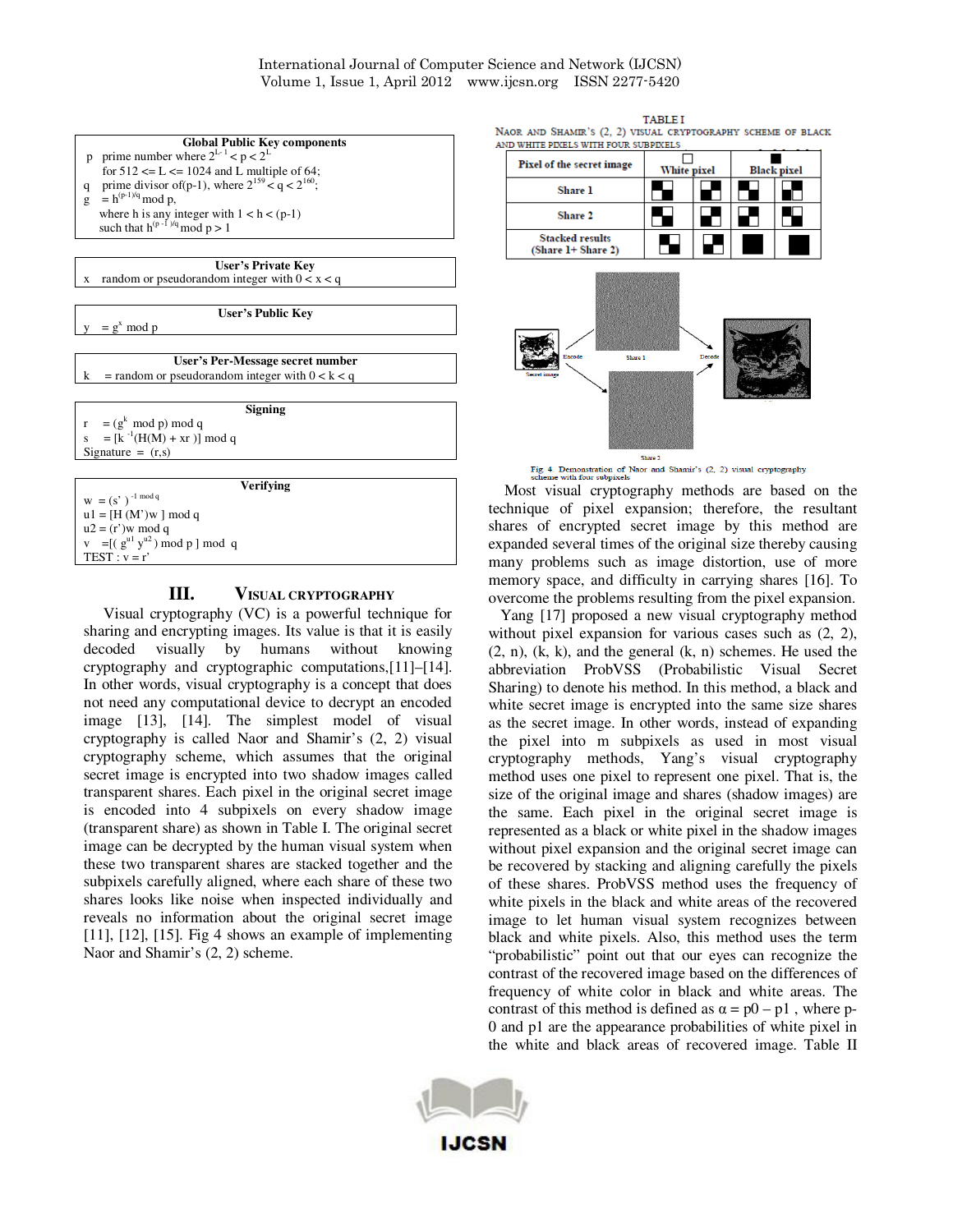| Global Public Key components |
|---|
| p prime number where $2^{L-1} < p < 2^{L}$ for 512 <= L <= 1024 and L multiple of 64; |
| q prime divisor of(p-1), where $2^{159} < q < 2^{160}$; |
| g $= h^{(p-1)/q} \bmod p$, where h is any integer with 1 < h < (p-1) such that $h^{(p-1)/q} \bmod p > 1$ |

| User's Private Key |
|---|
| x random or pseudorandom integer with 0 < x < q |

| User's Public Key |
|---|
| y $= g^{x} \bmod p$ |

| User's Per-Message secret number |
|---|
| k = random or pseudorandom integer with 0 < k < q |

| Signing |
|---|
| r $= (g^{k} \bmod p) \bmod q$ |
| s $= [k^{-1}(H(M) + xr)] \bmod q$ |
| Signature = (r,s) |

| Verifying |
|---|
| $w = (s')^{-1 \bmod q}$ |
| $u1 = [H(M')w] \bmod q$ |
| $u2 = (r')w \bmod q$ |
| $v = [(g^{u1} y^{u2}) \bmod p] \bmod q$ |
| TEST : v = r' |

## III. VISUAL CRYPTOGRAPHY

Visual cryptography (VC) is a powerful technique for sharing and encrypting images. Its value is that it is easily decoded visually by humans without knowing cryptography and cryptographic computations,[11]–[14]. In other words, visual cryptography is a concept that does not need any computational device to decrypt an encoded image [13], [14]. The simplest model of visual cryptography is called Naor and Shamir's (2, 2) visual cryptography scheme, which assumes that the original secret image is encrypted into two shadow images called transparent shares. Each pixel in the original secret image is encoded into 4 subpixels on every shadow image (transparent share) as shown in Table I. The original secret image can be decrypted by the human visual system when these two transparent shares are stacked together and the subpixels carefully aligned, where each share of these two shares looks like noise when inspected individually and reveals no information about the original secret image [11], [12], [15]. Fig 4 shows an example of implementing Naor and Shamir's (2, 2) scheme.

TABLE I
NAOR AND SHAMIR'S (2, 2) VISUAL CRYPTOGRAPHY SCHEME OF BLACK AND WHITE PIXELS WITH FOUR SUBPIXELS

| Pixel of the secret image | White pixel | | Black pixel | |
|---|---|---|---|---|
| Share 1 | | | | |
| Share 2 | | | | |
| Stacked results (Share 1+ Share 2) | | | | |

Fig 4 Demonstration of Naor and Shamir's (2, 2) visual cryptography scheme with four subpixels

Most visual cryptography methods are based on the technique of pixel expansion; therefore, the resultant shares of encrypted secret image by this method are expanded several times of the original size thereby causing many problems such as image distortion, use of more memory space, and difficulty in carrying shares [16]. To overcome the problems resulting from the pixel expansion.

Yang [17] proposed a new visual cryptography method without pixel expansion for various cases such as (2, 2), (2, n), (k, k), and the general (k, n) schemes. He used the abbreviation ProbVSS (Probabilistic Visual Secret Sharing) to denote his method. In this method, a black and white secret image is encrypted into the same size shares as the secret image. In other words, instead of expanding the pixel into m subpixels as used in most visual cryptography methods, Yang's visual cryptography method uses one pixel to represent one pixel. That is, the size of the original image and shares (shadow images) are the same. Each pixel in the original secret image is represented as a black or white pixel in the shadow images without pixel expansion and the original secret image can be recovered by stacking and aligning carefully the pixels of these shares. ProbVSS method uses the frequency of white pixels in the black and white areas of the recovered image to let human visual system recognizes between black and white pixels. Also, this method uses the term "probabilistic" point out that our eyes can recognize the contrast of the recovered image based on the differences of frequency of white color in black and white areas. The contrast of this method is defined as $\alpha = p0 - p1$ , where p-0 and p1 are the appearance probabilities of white pixel in the white and black areas of recovered image. Table II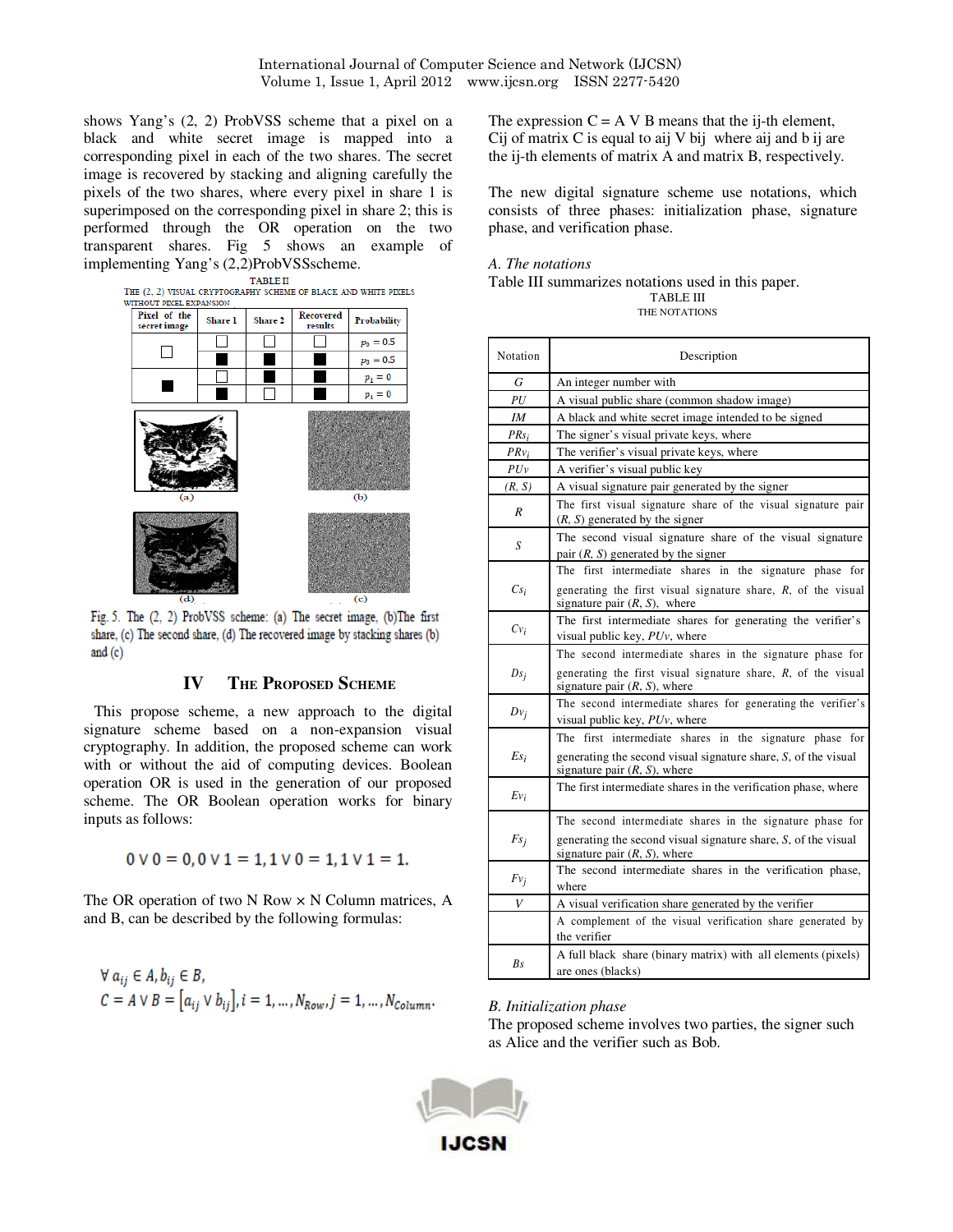shows Yang's (2, 2) ProbVSS scheme that a pixel on a black and white secret image is mapped into a corresponding pixel in each of the two shares. The secret image is recovered by stacking and aligning carefully the pixels of the two shares, where every pixel in share 1 is superimposed on the corresponding pixel in share 2; this is performed through the OR operation on the two transparent shares. Fig 5 shows an example of implementing Yang's (2,2)ProbVSSscheme.

TABLE II
THE (2, 2) VISUAL CRYPTOGRAPHY SCHEME OF BLACK AND WHITE PIXELS WITHOUT PIXEL EXPANSION

| Pixel of the secret image | Share 1 | Share 2 | Recovered results | Probability |
|---|---|---|---|---|
| □ | □ | □ | □ | $p_0 = 0.5$ |
|  | ■ | ■ | ■ | $p_0 = 0.5$ |
| ■ | □ | ■ | ■ | $p_1 = 0$ |
|  | ■ | □ | ■ | $p_1 = 0$ |

Fig. 5. The (2, 2) ProbVSS scheme: (a) The secret image, (b)The first share, (c) The second share, (d) The recovered image by stacking shares (b) and (c)

## IV The Proposed Scheme

This propose scheme, a new approach to the digital signature scheme based on a non-expansion visual cryptography. In addition, the proposed scheme can work with or without the aid of computing devices. Boolean operation OR is used in the generation of our proposed scheme. The OR Boolean operation works for binary inputs as follows:

$$0 \vee 0 = 0, 0 \vee 1 = 1, 1 \vee 0 = 1, 1 \vee 1 = 1.$$

The OR operation of two N Row × N Column matrices, A and B, can be described by the following formulas:

$$\forall a_{ij} \in A, b_{ij} \in B,$$
$$C = A \vee B = [a_{ij} \vee b_{ij}], i = 1, \ldots, N_{Row}, j = 1, \ldots, N_{Column}.$$

The expression $C = A \vee B$ means that the ij-th element, $C_{ij}$ of matrix C is equal to $a_{ij} \vee b_{ij}$ where $a_{ij}$ and $b_{ij}$ are the ij-th elements of matrix A and matrix B, respectively.

The new digital signature scheme use notations, which consists of three phases: initialization phase, signature phase, and verification phase.

### A. The notations

Table III summarizes notations used in this paper.

TABLE III
THE NOTATIONS

| Notation | Description |
|---|---|
| $G$ | An integer number with |
| $PU$ | A visual public share (common shadow image) |
| $IM$ | A black and white secret image intended to be signed |
| $PRs_i$ | The signer's visual private keys, where |
| $PRv_i$ | The verifier's visual private keys, where |
| $PUv$ | A verifier's visual public key |
| $(R, S)$ | A visual signature pair generated by the signer |
| $R$ | The first visual signature share of the visual signature pair $(R, S)$ generated by the signer |
| $S$ | The second visual signature share of the visual signature pair $(R, S)$ generated by the signer |
| $Cs_i$ | The first intermediate shares in the signature phase for generating the first visual signature share, $R$, of the visual signature pair $(R, S)$, where |
| $Cv_i$ | The first intermediate shares for generating the verifier's visual public key, $PUv$, where |
| $Ds_j$ | The second intermediate shares in the signature phase for generating the first visual signature share, $R$, of the visual signature pair $(R, S)$, where |
| $Dv_j$ | The second intermediate shares for generating the verifier's visual public key, $PUv$, where |
| $Es_i$ | The first intermediate shares in the signature phase for generating the second visual signature share, $S$, of the visual signature pair $(R, S)$, where |
| $Ev_i$ | The first intermediate shares in the verification phase, where |
| $Fs_j$ | The second intermediate shares in the signature phase for generating the second visual signature share, $S$, of the visual signature pair $(R, S)$, where |
| $Fv_j$ | The second intermediate shares in the verification phase, where |
| $V$ | A visual verification share generated by the verifier |
|  | A complement of the visual verification share generated by the verifier |
| $Bs$ | A full black share (binary matrix) with all elements (pixels) are ones (blacks) |

### B. Initialization phase

The proposed scheme involves two parties, the signer such as Alice and the verifier such as Bob.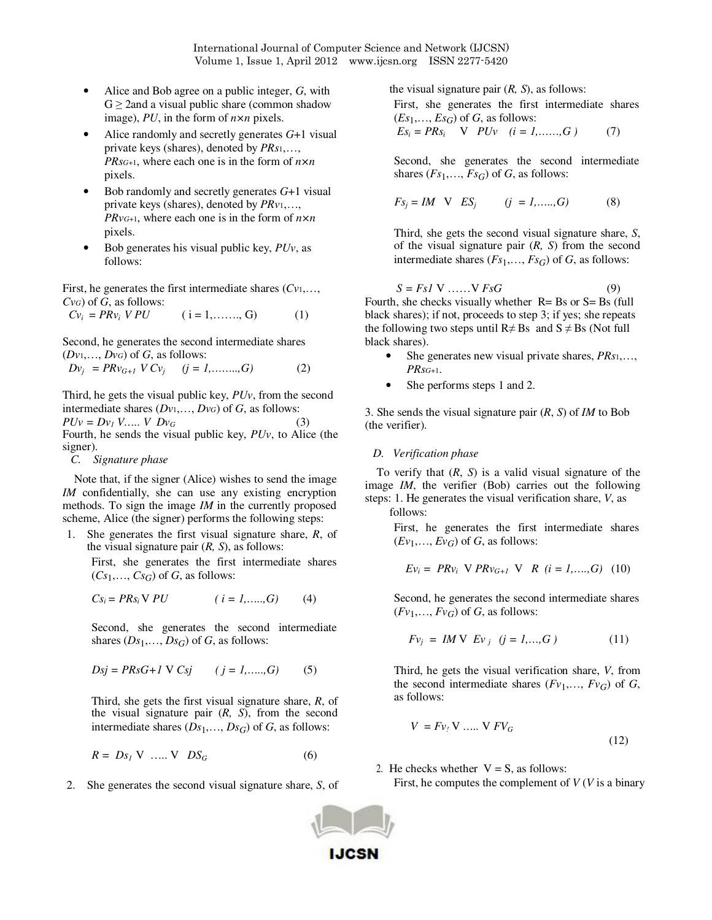- Alice and Bob agree on a public integer, $G$, with $G \geq 2$and a visual public share (common shadow image), $PU$, in the form of $n \times n$ pixels.
- Alice randomly and secretly generates $G+1$ visual private keys (shares), denoted by $PRs_1, \ldots, PRs_{G+1}$, where each one is in the form of $n \times n$ pixels.
- Bob randomly and secretly generates $G+1$ visual private keys (shares), denoted by $PRv_1, \ldots, PRv_{G+1}$, where each one is in the form of $n \times n$ pixels.
- Bob generates his visual public key, $PUv$, as follows:

First, he generates the first intermediate shares ($Cv_1, \ldots, Cv_G$) of $G$, as follows:

$$Cv_i = PRv_i \vee PU \qquad (i = 1, \ldots\ldots, G) \qquad (1)$$

Second, he generates the second intermediate shares ($Dv_1, \ldots, Dv_G$) of $G$, as follows:

$$Dv_j = PRv_{G+1} \vee Cv_j \qquad (j = 1, \ldots\ldots, G) \qquad (2)$$

Third, he gets the visual public key, $PUv$, from the second intermediate shares ($Dv_1, \ldots, Dv_G$) of $G$, as follows:

$$PUv = Dv_1 \vee \ldots \vee Dv_G \qquad (3)$$

Fourth, he sends the visual public key, $PUv$, to Alice (the signer).

### C. Signature phase

Note that, if the signer (Alice) wishes to send the image $IM$ confidentially, she can use any existing encryption methods. To sign the image $IM$ in the currently proposed scheme, Alice (the signer) performs the following steps:

1. She generates the first visual signature share, $R$, of the visual signature pair $(R, S)$, as follows:

   First, she generates the first intermediate shares ($Cs_1, \ldots, Cs_G$) of $G$, as follows:

   $$Cs_i = PRs_i \vee PU \qquad (i = 1, \ldots, G) \qquad (4)$$

   Second, she generates the second intermediate shares ($Ds_1, \ldots, Ds_G$) of $G$, as follows:

   $$Dsj = PRsG+1 \vee Csj \qquad (j = 1, \ldots, G) \qquad (5)$$

   Third, she gets the first visual signature share, $R$, of the visual signature pair $(R, S)$, from the second intermediate shares ($Ds_1, \ldots, Ds_G$) of $G$, as follows:

   $$R = Ds_1 \vee \ldots \vee DS_G \qquad (6)$$

2. She generates the second visual signature share, $S$, of the visual signature pair $(R, S)$, as follows:

   First, she generates the first intermediate shares ($Es_1, \ldots, Es_G$) of $G$, as follows:

   $$Es_i = PRs_i \vee PUv \quad (i = 1, \ldots, G) \qquad (7)$$

   Second, she generates the second intermediate shares ($Fs_1, \ldots, Fs_G$) of $G$, as follows:

   $$Fs_j = IM \vee ES_j \qquad (j = 1, \ldots, G) \qquad (8)$$

   Third, she gets the second visual signature share, $S$, of the visual signature pair $(R, S)$ from the second intermediate shares ($Fs_1, \ldots, Fs_G$) of $G$, as follows:

   $$S = Fs1 \vee \ldots \vee FsG \qquad (9)$$

Fourth, she checks visually whether R= Bs or S= Bs (full black shares); if not, proceeds to step 3; if yes; she repeats the following two steps until R≠ Bs and S ≠ Bs (Not full black shares).

- She generates new visual private shares, $PRs_1, \ldots, PRs_{G+1}$.
- She performs steps 1 and 2.

3. She sends the visual signature pair $(R, S)$ of $IM$ to Bob (the verifier).

### D. Verification phase

To verify that $(R, S)$ is a valid visual signature of the image $IM$, the verifier (Bob) carries out the following steps: 1. He generates the visual verification share, $V$, as follows:

First, he generates the first intermediate shares ($Ev_1, \ldots, Ev_G$) of $G$, as follows:

$$Ev_i = PRv_i \vee PRv_{G+1} \vee R \quad (i = 1, \ldots, G) \quad (10)$$

Second, he generates the second intermediate shares ($Fv_1, \ldots, Fv_G$) of $G$, as follows:

$$Fv_j = IM \vee Ev_j \quad (j = 1, \ldots, G) \qquad (11)$$

Third, he gets the visual verification share, $V$, from the second intermediate shares ($Fv_1, \ldots, Fv_G$) of $G$, as follows:

$$V = Fv_1 \vee \ldots \vee FV_G \qquad (12)$$

2. He checks whether V = S, as follows:

   First, he computes the complement of $V$ ($V$ is a binary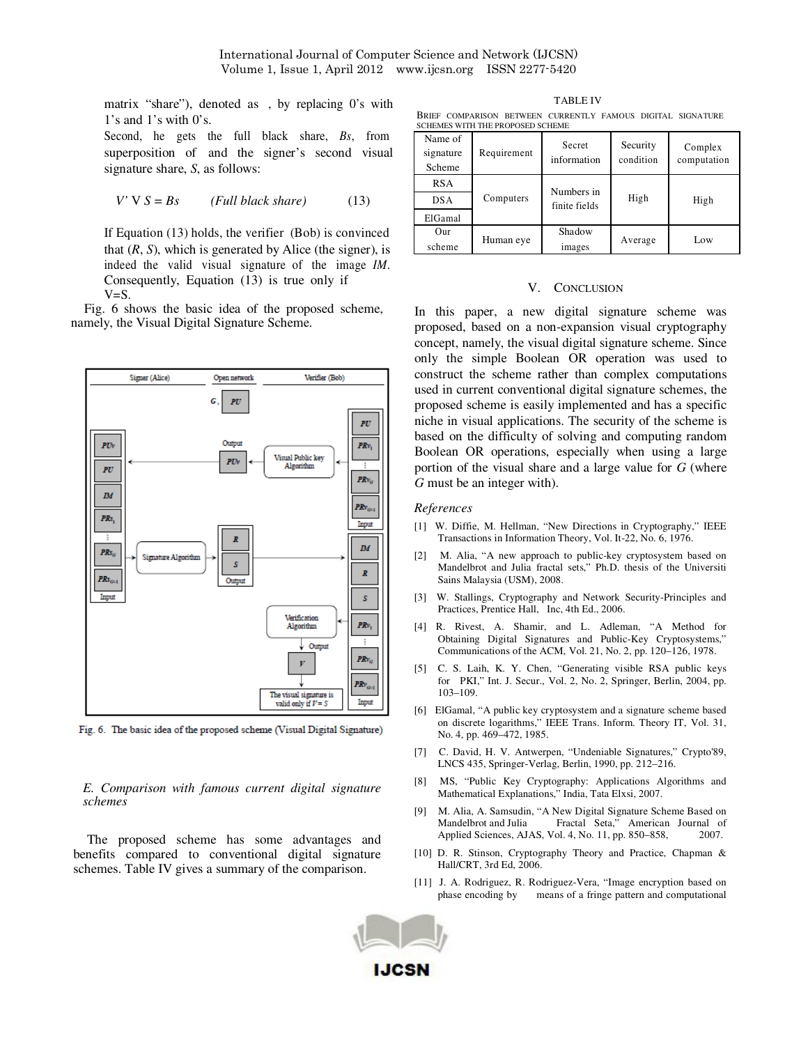matrix "share"), denoted as , by replacing 0's with 1's and 1's with 0's.

Second, he gets the full black share, *Bs*, from superposition of and the signer's second visual signature share, *S*, as follows:

$$V' \vee S = Bs \quad \textit{(Full black share)} \tag{13}$$

If Equation (13) holds, the verifier (Bob) is convinced that (*R*, *S*), which is generated by Alice (the signer), is indeed the valid visual signature of the image *IM*. Consequently, Equation (13) is true only if V=S.

Fig. 6 shows the basic idea of the proposed scheme, namely, the Visual Digital Signature Scheme.

Fig. 6. The basic idea of the proposed scheme (Visual Digital Signature)

*E. Comparison with famous current digital signature schemes*

The proposed scheme has some advantages and benefits compared to conventional digital signature schemes. Table IV gives a summary of the comparison.

TABLE IV

BRIEF COMPARISON BETWEEN CURRENTLY FAMOUS DIGITAL SIGNATURE SCHEMES WITH THE PROPOSED SCHEME

| Name of signature Scheme | Requirement | Secret information | Security condition | Complex computation |
|---|---|---|---|---|
| RSA | Computers | Numbers in finite fields | High | High |
| DSA | | | | |
| ElGamal | | | | |
| Our scheme | Human eye | Shadow images | Average | Low |

## V. CONCLUSION

In this paper, a new digital signature scheme was proposed, based on a non-expansion visual cryptography concept, namely, the visual digital signature scheme. Since only the simple Boolean OR operation was used to construct the scheme rather than complex computations used in current conventional digital signature schemes, the proposed scheme is easily implemented and has a specific niche in visual applications. The security of the scheme is based on the difficulty of solving and computing random Boolean OR operations, especially when using a large portion of the visual share and a large value for *G* (where *G* must be an integer with).

*References*

[1] W. Diffie, M. Hellman, "New Directions in Cryptography," IEEE Transactions in Information Theory, Vol. It-22, No. 6, 1976.

[2] M. Alia, "A new approach to public-key cryptosystem based on Mandelbrot and Julia fractal sets," Ph.D. thesis of the Universiti Sains Malaysia (USM), 2008.

[3] W. Stallings, Cryptography and Network Security-Principles and Practices, Prentice Hall, Inc, 4th Ed., 2006.

[4] R. Rivest, A. Shamir, and L. Adleman, "A Method for Obtaining Digital Signatures and Public-Key Cryptosystems," Communications of the ACM, Vol. 21, No. 2, pp. 120–126, 1978.

[5] C. S. Laih, K. Y. Chen, "Generating visible RSA public keys for PKI," Int. J. Secur., Vol. 2, No. 2, Springer, Berlin, 2004, pp. 103–109.

[6] ElGamal, "A public key cryptosystem and a signature scheme based on discrete logarithms," IEEE Trans. Inform. Theory IT, Vol. 31, No. 4, pp. 469–472, 1985.

[7] C. David, H. V. Antwerpen, "Undeniable Signatures," Crypto'89, LNCS 435, Springer-Verlag, Berlin, 1990, pp. 212–216.

[8] MS, "Public Key Cryptography: Applications Algorithms and Mathematical Explanations," India, Tata Elxsi, 2007.

[9] M. Alia, A. Samsudin, "A New Digital Signature Scheme Based on Mandelbrot and Julia Fractal Seta," American Journal of Applied Sciences, AJAS, Vol. 4, No. 11, pp. 850–858, 2007.

[10] D. R. Stinson, Cryptography Theory and Practice, Chapman & Hall/CRT, 3rd Ed, 2006.

[11] J. A. Rodriguez, R. Rodriguez-Vera, "Image encryption based on phase encoding by means of a fringe pattern and computational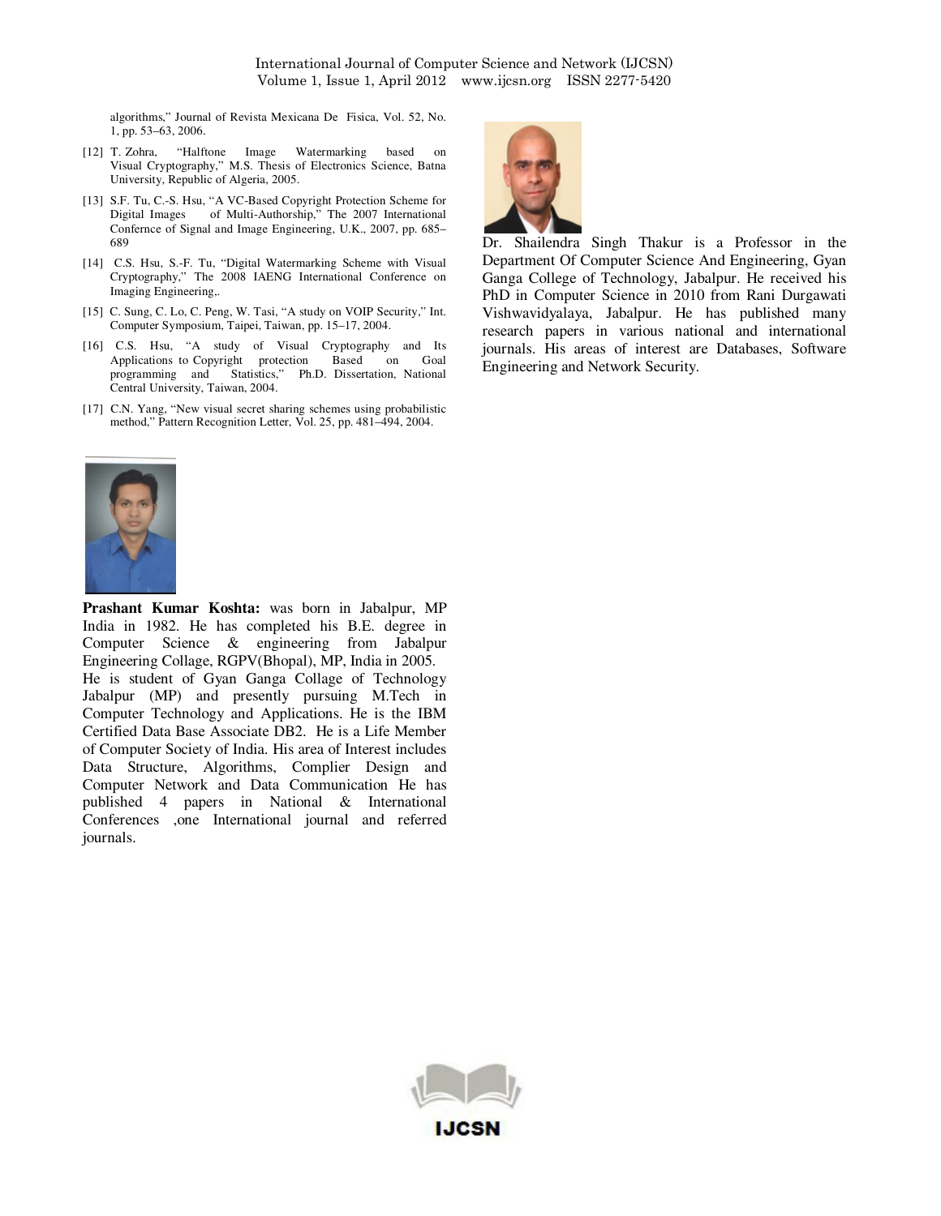algorithms," Journal of Revista Mexicana De Fisica, Vol. 52, No. 1, pp. 53–63, 2006.

[12] T. Zohra, "Halftone Image Watermarking based on Visual Cryptography," M.S. Thesis of Electronics Science, Batna University, Republic of Algeria, 2005.

[13] S.F. Tu, C.-S. Hsu, "A VC-Based Copyright Protection Scheme for Digital Images of Multi-Authorship," The 2007 International Confernce of Signal and Image Engineering, U.K., 2007, pp. 685–689

[14] C.S. Hsu, S.-F. Tu, "Digital Watermarking Scheme with Visual Cryptography," The 2008 IAENG International Conference on Imaging Engineering,.

[15] C. Sung, C. Lo, C. Peng, W. Tasi, "A study on VOIP Security," Int. Computer Symposium, Taipei, Taiwan, pp. 15–17, 2004.

[16] C.S. Hsu, "A study of Visual Cryptography and Its Applications to Copyright protection Based on Goal programming and Statistics," Ph.D. Dissertation, National Central University, Taiwan, 2004.

[17] C.N. Yang, "New visual secret sharing schemes using probabilistic method," Pattern Recognition Letter, Vol. 25, pp. 481–494, 2004.

**Prashant Kumar Koshta:** was born in Jabalpur, MP India in 1982. He has completed his B.E. degree in Computer Science & engineering from Jabalpur Engineering Collage, RGPV(Bhopal), MP, India in 2005. He is student of Gyan Ganga Collage of Technology Jabalpur (MP) and presently pursuing M.Tech in Computer Technology and Applications. He is the IBM Certified Data Base Associate DB2. He is a Life Member of Computer Society of India. His area of Interest includes Data Structure, Algorithms, Complier Design and Computer Network and Data Communication He has published 4 papers in National & International Conferences ,one International journal and referred journals.

Dr. Shailendra Singh Thakur is a Professor in the Department Of Computer Science And Engineering, Gyan Ganga College of Technology, Jabalpur. He received his PhD in Computer Science in 2010 from Rani Durgawati Vishwavidyalaya, Jabalpur. He has published many research papers in various national and international journals. His areas of interest are Databases, Software Engineering and Network Security.